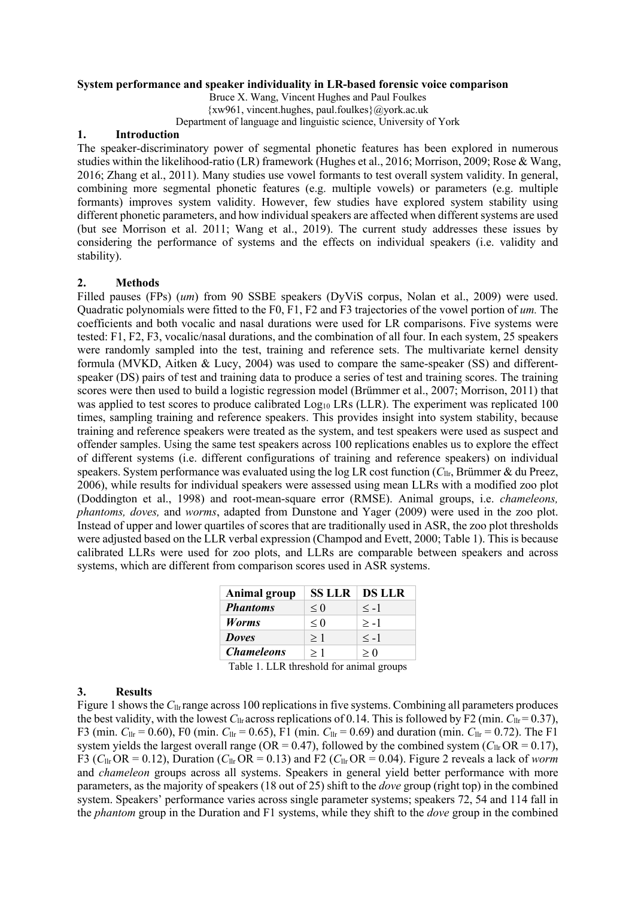**System performance and speaker individuality in LR-based forensic voice comparison**

Bruce X. Wang, Vincent Hughes and Paul Foulkes

{xw961, vincent.hughes, paul.foulkes}@york.ac.uk

Department of language and linguistic science, University of York

## 1. Introduction

The speaker-discriminatory power of segmental phonetic features has been explored in numerous studies within the likelihood-ratio (LR) framework (Hughes et al., 2016; Morrison, 2009; Rose & Wang, 2016; Zhang et al., 2011). Many studies use vowel formants to test overall system validity. In general, combining more segmental phonetic features (e.g. multiple vowels) or parameters (e.g. multiple formants) improves system validity. However, few studies have explored system stability using different phonetic parameters, and how individual speakers are affected when different systems are used (but see Morrison et al. 2011; Wang et al., 2019). The current study addresses these issues by considering the performance of systems and the effects on individual speakers (i.e. validity and stability).

## 2. Methods

Filled pauses (FPs) (*um*) from 90 SSBE speakers (DyViS corpus, Nolan et al., 2009) were used. Quadratic polynomials were fitted to the F0, F1, F2 and F3 trajectories of the vowel portion of *um.* The coefficients and both vocalic and nasal durations were used for LR comparisons. Five systems were tested: F1, F2, F3, vocalic/nasal durations, and the combination of all four. In each system, 25 speakers were randomly sampled into the test, training and reference sets. The multivariate kernel density formula (MVKD, Aitken & Lucy, 2004) was used to compare the same-speaker (SS) and different-speaker (DS) pairs of test and training data to produce a series of test and training scores. The training scores were then used to build a logistic regression model (Brümmer et al., 2007; Morrison, 2011) that was applied to test scores to produce calibrated $\text{Log}_{10}$ LRs (LLR). The experiment was replicated 100 times, sampling training and reference speakers. This provides insight into system stability, because training and reference speakers were treated as the system, and test speakers were used as suspect and offender samples. Using the same test speakers across 100 replications enables us to explore the effect of different systems (i.e. different configurations of training and reference speakers) on individual speakers. System performance was evaluated using the log LR cost function ($C_{llr}$, Brümmer & du Preez, 2006), while results for individual speakers were assessed using mean LLRs with a modified zoo plot (Doddington et al., 1998) and root-mean-square error (RMSE). Animal groups, i.e. *chameleons, phantoms, doves,* and *worms*, adapted from Dunstone and Yager (2009) were used in the zoo plot. Instead of upper and lower quartiles of scores that are traditionally used in ASR, the zoo plot thresholds were adjusted based on the LLR verbal expression (Champod and Evett, 2000; Table 1). This is because calibrated LLRs were used for zoo plots, and LLRs are comparable between speakers and across systems, which are different from comparison scores used in ASR systems.

| Animal group | SS LLR | DS LLR |
|---|---|---|
| ***Phantoms*** | $\leq 0$ | $\leq -1$ |
| ***Worms*** | $\leq 0$ | $\geq -1$ |
| ***Doves*** | $\geq 1$ | $\leq -1$ |
| ***Chameleons*** | $\geq 1$ | $\geq 0$ |

Table 1. LLR threshold for animal groups

## 3. Results

Figure 1 shows the $C_{llr}$ range across 100 replications in five systems. Combining all parameters produces the best validity, with the lowest $C_{llr}$ across replications of 0.14. This is followed by F2 (min. $C_{llr}$ = 0.37), F3 (min. $C_{llr}$ = 0.60), F0 (min. $C_{llr}$ = 0.65), F1 (min. $C_{llr}$ = 0.69) and duration (min. $C_{llr}$ = 0.72). The F1 system yields the largest overall range (OR = 0.47), followed by the combined system ($C_{llr}$ OR = 0.17), F3 ($C_{llr}$ OR = 0.12), Duration ($C_{llr}$ OR = 0.13) and F2 ($C_{llr}$ OR = 0.04). Figure 2 reveals a lack of *worm* and *chameleon* groups across all systems. Speakers in general yield better performance with more parameters, as the majority of speakers (18 out of 25) shift to the *dove* group (right top) in the combined system. Speakers' performance varies across single parameter systems; speakers 72, 54 and 114 fall in the *phantom* group in the Duration and F1 systems, while they shift to the *dove* group in the combined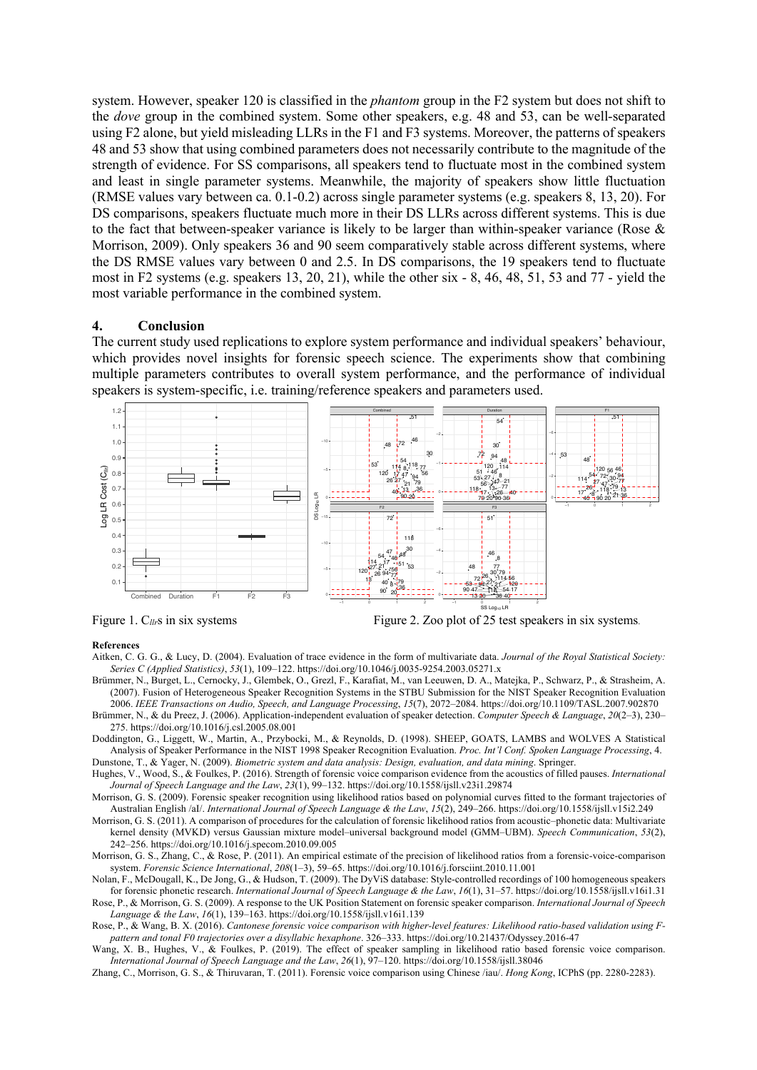system. However, speaker 120 is classified in the *phantom* group in the F2 system but does not shift to the *dove* group in the combined system. Some other speakers, e.g. 48 and 53, can be well-separated using F2 alone, but yield misleading LLRs in the F1 and F3 systems. Moreover, the patterns of speakers 48 and 53 show that using combined parameters does not necessarily contribute to the magnitude of the strength of evidence. For SS comparisons, all speakers tend to fluctuate most in the combined system and least in single parameter systems. Meanwhile, the majority of speakers show little fluctuation (RMSE values vary between ca. 0.1-0.2) across single parameter systems (e.g. speakers 8, 13, 20). For DS comparisons, speakers fluctuate much more in their DS LLRs across different systems. This is due to the fact that between-speaker variance is likely to be larger than within-speaker variance (Rose & Morrison, 2009). Only speakers 36 and 90 seem comparatively stable across different systems, where the DS RMSE values vary between 0 and 2.5. In DS comparisons, the 19 speakers tend to fluctuate most in F2 systems (e.g. speakers 13, 20, 21), while the other six - 8, 46, 48, 51, 53 and 77 - yield the most variable performance in the combined system.

## 4. Conclusion

The current study used replications to explore system performance and individual speakers' behaviour, which provides novel insights for forensic speech science. The experiments show that combining multiple parameters contributes to overall system performance, and the performance of individual speakers is system-specific, i.e. training/reference speakers and parameters used.

Log LR Cost ($C_{llr}$)
1.2
1.1
1.0
0.9
0.8
0.7
0.6
0.5
0.4
0.3
0.2
0.1
Combined Duration F1 F2 F3

Figure 1. $C_{llr}$s in six systems

Combined
Duration
F1
F2
F3
DS Log10 LR
SS Log10 LR

Figure 2. Zoo plot of 25 test speakers in six systems.

### References

Aitken, C. G. G., & Lucy, D. (2004). Evaluation of trace evidence in the form of multivariate data. *Journal of the Royal Statistical Society: Series C (Applied Statistics)*, *53*(1), 109–122. https://doi.org/10.1046/j.0035-9254.2003.05271.x

Brümmer, N., Burget, L., Cernocky, J., Glembek, O., Grezl, F., Karafiat, M., van Leeuwen, D. A., Matejka, P., Schwarz, P., & Strasheim, A. (2007). Fusion of Heterogeneous Speaker Recognition Systems in the STBU Submission for the NIST Speaker Recognition Evaluation 2006. *IEEE Transactions on Audio, Speech, and Language Processing*, *15*(7), 2072–2084. https://doi.org/10.1109/TASL.2007.902870

Brümmer, N., & du Preez, J. (2006). Application-independent evaluation of speaker detection. *Computer Speech & Language*, *20*(2–3), 230–275. https://doi.org/10.1016/j.csl.2005.08.001

Doddington, G., Liggett, W., Martin, A., Przybocki, M., & Reynolds, D. (1998). SHEEP, GOATS, LAMBS and WOLVES A Statistical Analysis of Speaker Performance in the NIST 1998 Speaker Recognition Evaluation. *Proc. Int'l Conf. Spoken Language Processing*, 4.

Dunstone, T., & Yager, N. (2009). *Biometric system and data analysis: Design, evaluation, and data mining*. Springer.

Hughes, V., Wood, S., & Foulkes, P. (2016). Strength of forensic voice comparison evidence from the acoustics of filled pauses. *International Journal of Speech Language and the Law*, *23*(1), 99–132. https://doi.org/10.1558/ijsll.v23i1.29874

Morrison, G. S. (2009). Forensic speaker recognition using likelihood ratios based on polynomial curves fitted to the formant trajectories of Australian English /aI/. *International Journal of Speech Language & the Law*, *15*(2), 249–266. https://doi.org/10.1558/ijsll.v15i2.249

Morrison, G. S. (2011). A comparison of procedures for the calculation of forensic likelihood ratios from acoustic–phonetic data: Multivariate kernel density (MVKD) versus Gaussian mixture model–universal background model (GMM–UBM). *Speech Communication*, *53*(2), 242–256. https://doi.org/10.1016/j.specom.2010.09.005

Morrison, G. S., Zhang, C., & Rose, P. (2011). An empirical estimate of the precision of likelihood ratios from a forensic-voice-comparison system. *Forensic Science International*, *208*(1–3), 59–65. https://doi.org/10.1016/j.forsciint.2010.11.001

Nolan, F., McDougall, K., De Jong, G., & Hudson, T. (2009). The DyViS database: Style-controlled recordings of 100 homogeneous speakers for forensic phonetic research. *International Journal of Speech Language & the Law*, *16*(1), 31–57. https://doi.org/10.1558/ijsll.v16i1.31

Rose, P., & Morrison, G. S. (2009). A response to the UK Position Statement on forensic speaker comparison. *International Journal of Speech Language & the Law*, *16*(1), 139–163. https://doi.org/10.1558/ijsll.v16i1.139

Rose, P., & Wang, B. X. (2016). *Cantonese forensic voice comparison with higher-level features: Likelihood ratio-based validation using F-pattern and tonal F0 trajectories over a disyllabic hexaphone*. 326–333. https://doi.org/10.21437/Odyssey.2016-47

Wang, X. B., Hughes, V., & Foulkes, P. (2019). The effect of speaker sampling in likelihood ratio based forensic voice comparison. *International Journal of Speech Language and the Law*, *26*(1), 97–120. https://doi.org/10.1558/ijsll.38046

Zhang, C., Morrison, G. S., & Thiruvaran, T. (2011). Forensic voice comparison using Chinese /iau/. *Hong Kong*, ICPhS (pp. 2280-2283).